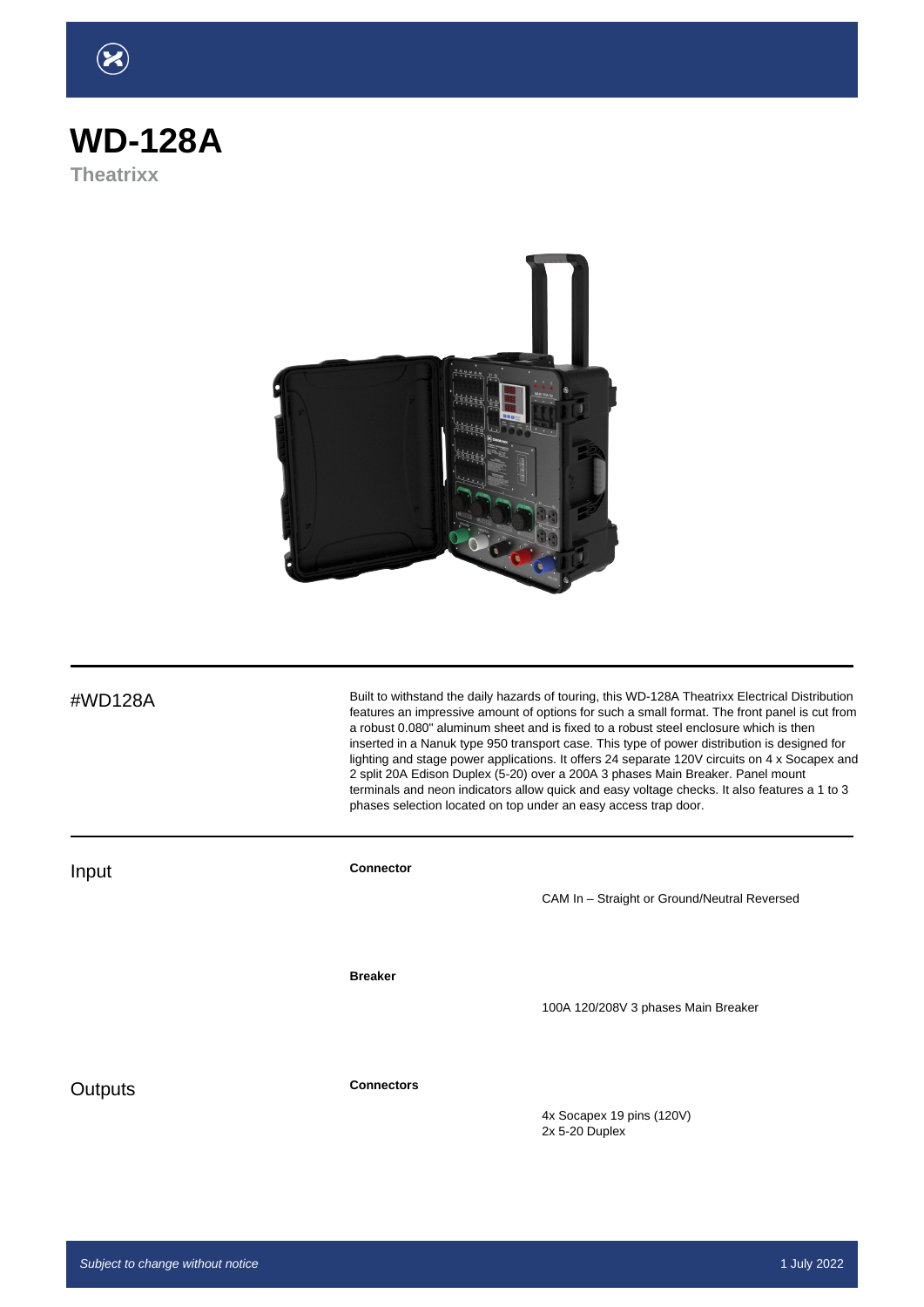# WD-128A

**Theatrixx**

#WD128A

Built to withstand the daily hazards of touring, this WD-128A Theatrixx Electrical Distribution features an impressive amount of options for such a small format. The front panel is cut from a robust 0.080" aluminum sheet and is fixed to a robust steel enclosure which is then inserted in a Nanuk type 950 transport case. This type of power distribution is designed for lighting and stage power applications. It offers 24 separate 120V circuits on 4 x Socapex and 2 split 20A Edison Duplex (5-20) over a 200A 3 phases Main Breaker. Panel mount terminals and neon indicators allow quick and easy voltage checks. It also features a 1 to 3 phases selection located on top under an easy access trap door.

## Input

**Connector**

CAM In – Straight or Ground/Neutral Reversed

**Breaker**

100A 120/208V 3 phases Main Breaker

## Outputs

**Connectors**

4x Socapex 19 pins (120V)
2x 5-20 Duplex

*Subject to change without notice*

1 July 2022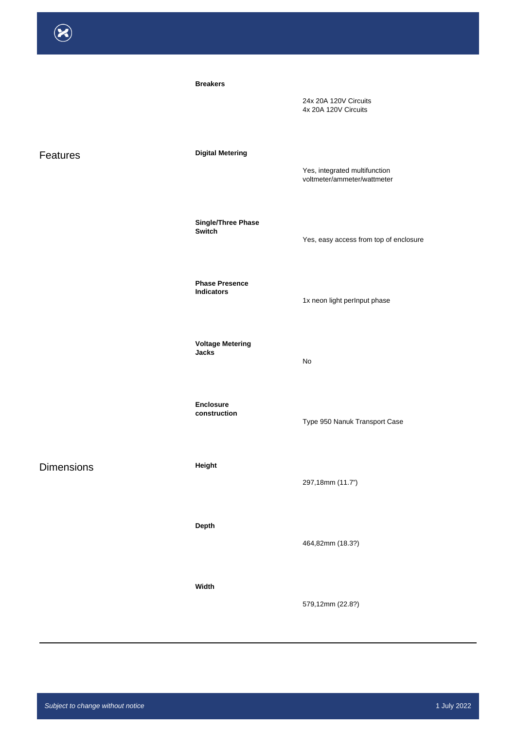| | | |
|---|---|---|
| | **Breakers** | 24x 20A 120V Circuits<br>4x 20A 120V Circuits |
| Features | **Digital Metering** | Yes, integrated multifunction voltmeter/ammeter/wattmeter |
| | **Single/Three Phase Switch** | Yes, easy access from top of enclosure |
| | **Phase Presence Indicators** | 1x neon light perInput phase |
| | **Voltage Metering Jacks** | No |
| | **Enclosure construction** | Type 950 Nanuk Transport Case |
| Dimensions | **Height** | 297,18mm (11.7") |
| | **Depth** | 464,82mm (18.3?) |
| | **Width** | 579,12mm (22.8?) |

*Subject to change without notice*

1 July 2022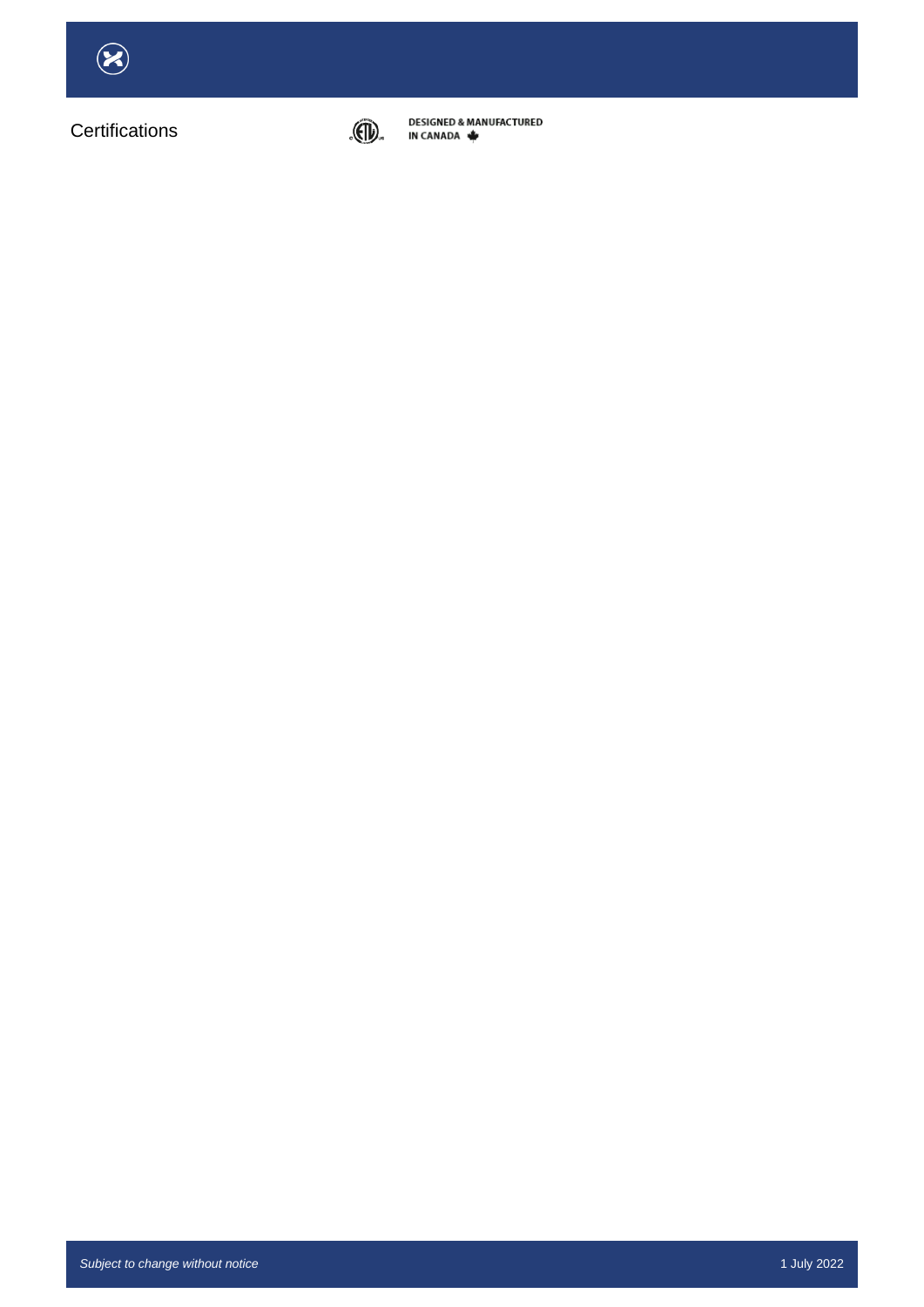Certifications

DESIGNED & MANUFACTURED
IN CANADA

*Subject to change without notice*

1 July 2022